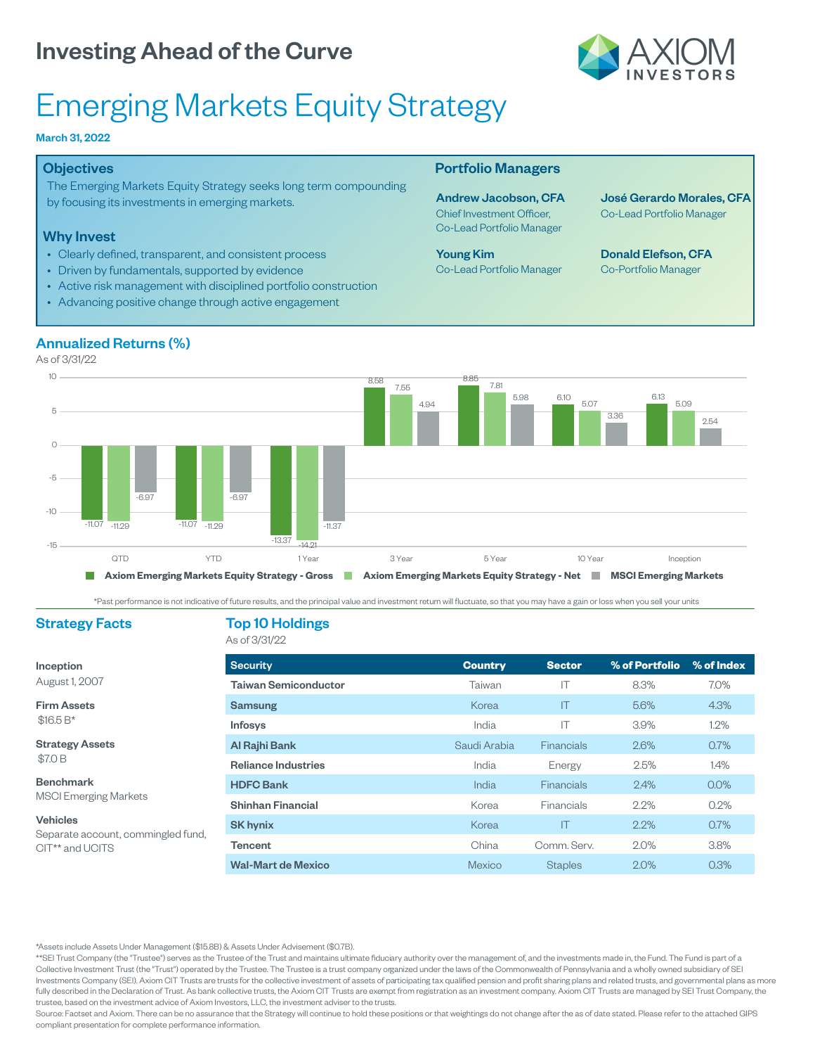# Investing Ahead of the Curve

AXIOM INVESTORS

# Emerging Markets Equity Strategy

**March 31, 2022**

## Objectives

The Emerging Markets Equity Strategy seeks long term compounding by focusing its investments in emerging markets.

## Why Invest

- Clearly defined, transparent, and consistent process
- Driven by fundamentals, supported by evidence
- Active risk management with disciplined portfolio construction
- Advancing positive change through active engagement

## Portfolio Managers

**Andrew Jacobson, CFA**
Chief Investment Officer, Co-Lead Portfolio Manager

**José Gerardo Morales, CFA**
Co-Lead Portfolio Manager

**Young Kim**
Co-Lead Portfolio Manager

**Donald Elefson, CFA**
Co-Portfolio Manager

## Annualized Returns (%)

As of 3/31/22

| | QTD | YTD | 1 Year | 3 Year | 5 Year | 10 Year | Inception |
|---|---|---|---|---|---|---|---|
| Axiom Emerging Markets Equity Strategy - Gross | -11.07 | -11.07 | -13.37 | 8.58 | 8.85 | 6.10 | 6.13 |
| Axiom Emerging Markets Equity Strategy - Net | -11.29 | -11.29 | -14.21 | 7.55 | 7.81 | 5.07 | 5.09 |
| MSCI Emerging Markets | -6.97 | -6.97 | -11.37 | 4.94 | 5.98 | 3.36 | 2.54 |

*Past performance is not indicative of future results, and the principal value and investment return will fluctuate, so that you may have a gain or loss when you sell your units

## Strategy Facts

**Inception**
August 1, 2007

**Firm Assets**
$16.5 B*

**Strategy Assets**
$7.0 B

**Benchmark**
MSCI Emerging Markets

**Vehicles**
Separate account, commingled fund, CIT** and UCITS

## Top 10 Holdings

As of 3/31/22

| Security | Country | Sector | % of Portfolio | % of Index |
|---|---|---|---|---|
| Taiwan Semiconductor | Taiwan | IT | 8.3% | 7.0% |
| Samsung | Korea | IT | 5.6% | 4.3% |
| Infosys | India | IT | 3.9% | 1.2% |
| Al Rajhi Bank | Saudi Arabia | Financials | 2.6% | 0.7% |
| Reliance Industries | India | Energy | 2.5% | 1.4% |
| HDFC Bank | India | Financials | 2.4% | 0.0% |
| Shinhan Financial | Korea | Financials | 2.2% | 0.2% |
| SK hynix | Korea | IT | 2.2% | 0.7% |
| Tencent | China | Comm. Serv. | 2.0% | 3.8% |
| Wal-Mart de Mexico | Mexico | Staples | 2.0% | 0.3% |

*Assets include Assets Under Management ($15.8B) & Assets Under Advisement ($0.7B).

**SEI Trust Company (the "Trustee") serves as the Trustee of the Trust and maintains ultimate fiduciary authority over the management of, and the investments made in, the Fund. The Fund is part of a Collective Investment Trust (the "Trust") operated by the Trustee. The Trustee is a trust company organized under the laws of the Commonwealth of Pennsylvania and a wholly owned subsidiary of SEI Investments Company (SEI). Axiom CIT Trusts are trusts for the collective investment of assets of participating tax qualified pension and profit sharing plans and related trusts, and governmental plans as more fully described in the Declaration of Trust. As bank collective trusts, the Axiom CIT Trusts are exempt from registration as an investment company. Axiom CIT Trusts are managed by SEI Trust Company, the trustee, based on the investment advice of Axiom Investors, LLC, the investment adviser to the trusts.

Source: Factset and Axiom. There can be no assurance that the Strategy will continue to hold these positions or that weightings do not change after the as of date stated. Please refer to the attached GIPS compliant presentation for complete performance information.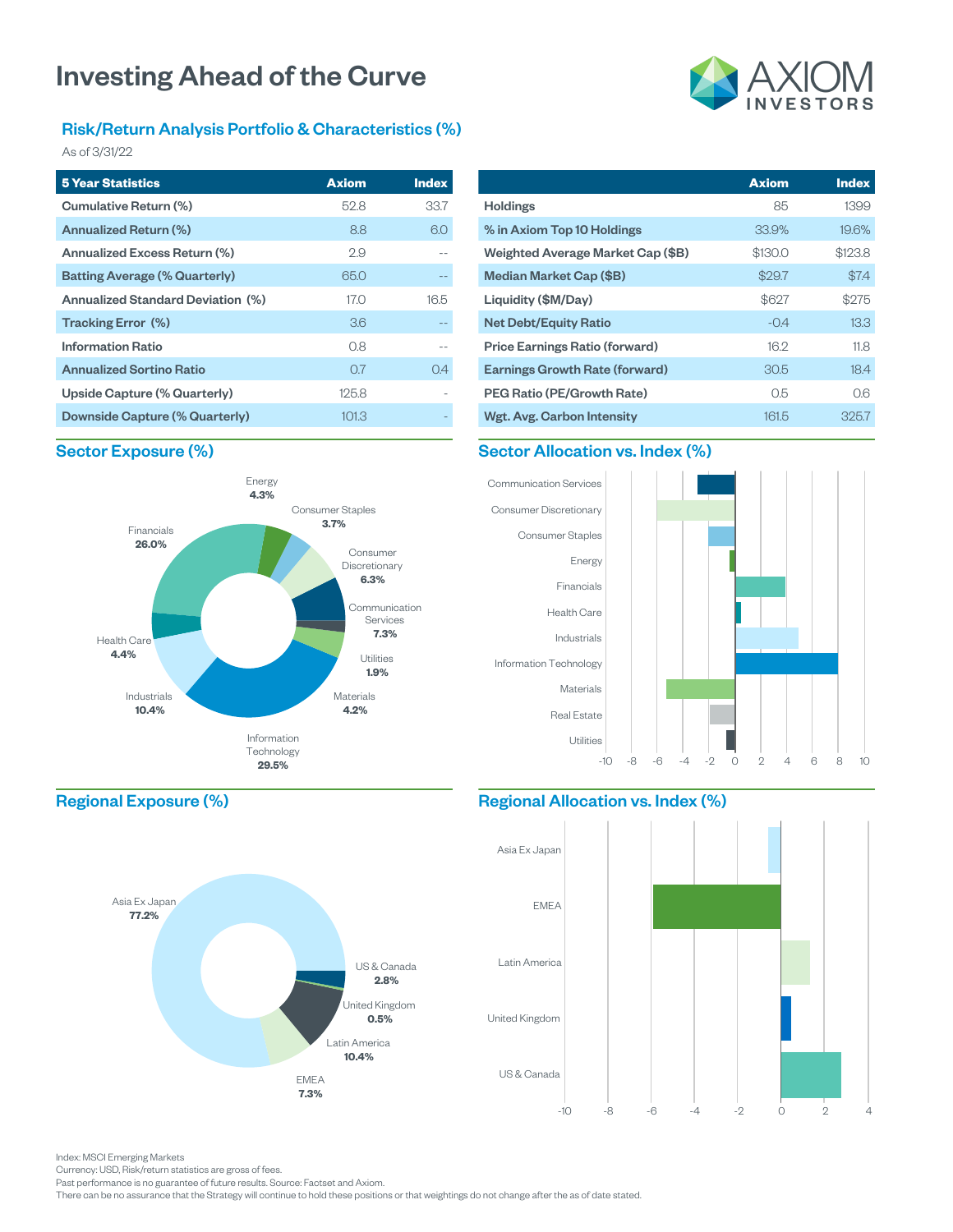# Investing Ahead of the Curve

AXIOM INVESTORS

## Risk/Return Analysis Portfolio & Characteristics (%)

As of 3/31/22

| 5 Year Statistics | Axiom | Index |
|---|---|---|
| Cumulative Return (%) | 52.8 | 33.7 |
| Annualized Return (%) | 8.8 | 6.0 |
| Annualized Excess Return (%) | 2.9 | -- |
| Batting Average (% Quarterly) | 65.0 | -- |
| Annualized Standard Deviation (%) | 17.0 | 16.5 |
| Tracking Error (%) | 3.6 | -- |
| Information Ratio | 0.8 | -- |
| Annualized Sortino Ratio | 0.7 | 0.4 |
| Upside Capture (% Quarterly) | 125.8 | - |
| Downside Capture (% Quarterly) | 101.3 | - |

| | Axiom | Index |
|---|---|---|
| Holdings | 85 | 1399 |
| % in Axiom Top 10 Holdings | 33.9% | 19.6% |
| Weighted Average Market Cap ($B) | $130.0 | $123.8 |
| Median Market Cap ($B) | $29.7 | $7.4 |
| Liquidity ($M/Day) | $627 | $275 |
| Net Debt/Equity Ratio | -0.4 | 13.3 |
| Price Earnings Ratio (forward) | 16.2 | 11.8 |
| Earnings Growth Rate (forward) | 30.5 | 18.4 |
| PEG Ratio (PE/Growth Rate) | 0.5 | 0.6 |
| Wgt. Avg. Carbon Intensity | 161.5 | 325.7 |

## Sector Exposure (%)

| Sector | % |
|---|---|
| Energy | 4.3% |
| Consumer Staples | 3.7% |
| Consumer Discretionary | 6.3% |
| Communication Services | 7.3% |
| Utilities | 1.9% |
| Materials | 4.2% |
| Information Technology | 29.5% |
| Industrials | 10.4% |
| Health Care | 4.4% |
| Financials | 26.0% |

## Sector Allocation vs. Index (%)

Communication Services, Consumer Discretionary, Consumer Staples, Energy, Financials, Health Care, Industrials, Information Technology, Materials, Real Estate, Utilities

-10 -8 -6 -4 -2 0 2 4 6 8 10

## Regional Exposure (%)

| Region | % |
|---|---|
| Asia Ex Japan | 77.2% |
| US & Canada | 2.8% |
| United Kingdom | 0.5% |
| Latin America | 10.4% |
| EMEA | 7.3% |

## Regional Allocation vs. Index (%)

Asia Ex Japan, EMEA, Latin America, United Kingdom, US & Canada

-10 -8 -6 -4 -2 0 2 4

Index: MSCI Emerging Markets
Currency: USD, Risk/return statistics are gross of fees.
Past performance is no guarantee of future results. Source: Factset and Axiom.
There can be no assurance that the Strategy will continue to hold these positions or that weightings do not change after the as of date stated.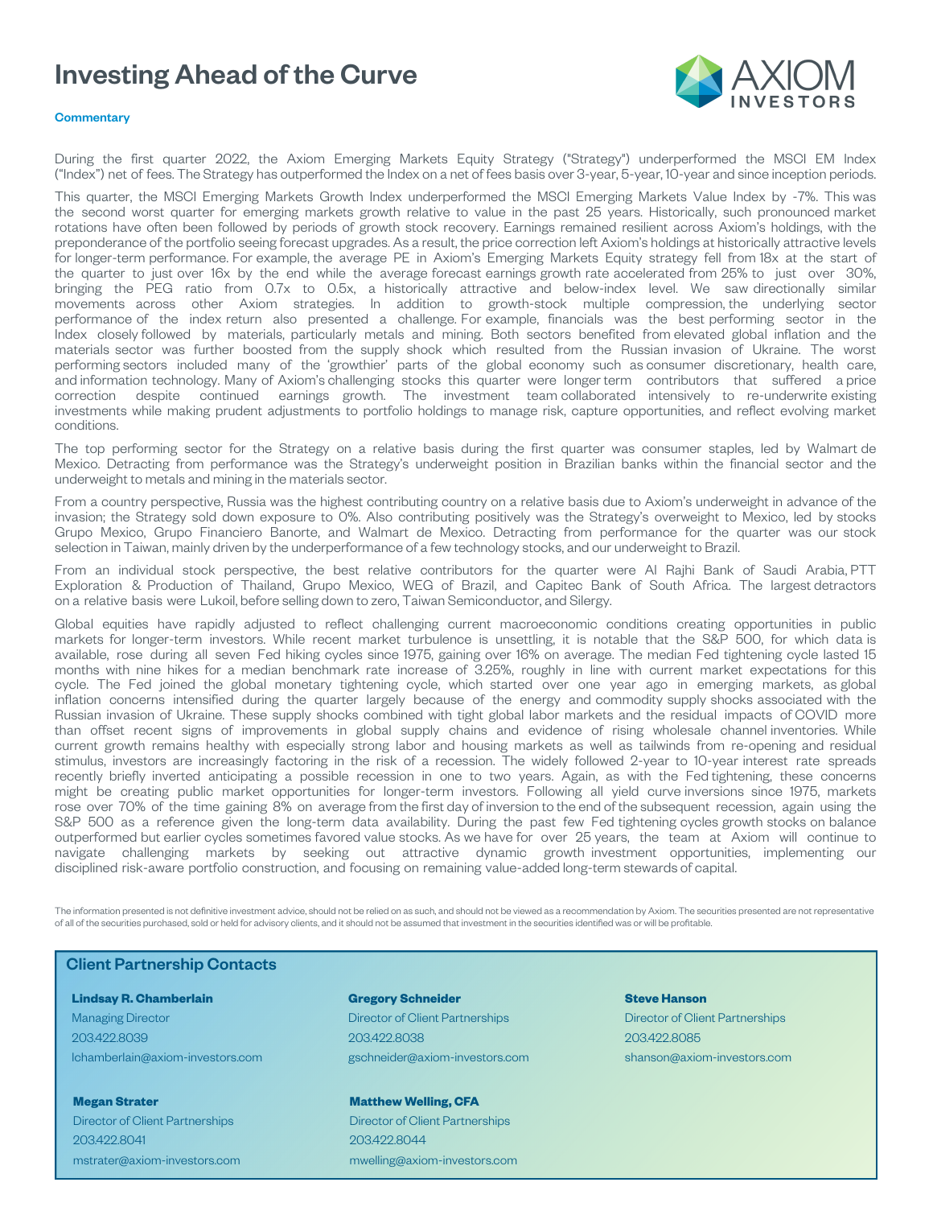# Investing Ahead of the Curve

**Commentary**

During the first quarter 2022, the Axiom Emerging Markets Equity Strategy ("Strategy") underperformed the MSCI EM Index ("Index") net of fees. The Strategy has outperformed the Index on a net of fees basis over 3-year, 5-year, 10-year and since inception periods.

This quarter, the MSCI Emerging Markets Growth Index underperformed the MSCI Emerging Markets Value Index by -7%. This was the second worst quarter for emerging markets growth relative to value in the past 25 years. Historically, such pronounced market rotations have often been followed by periods of growth stock recovery. Earnings remained resilient across Axiom's holdings, with the preponderance of the portfolio seeing forecast upgrades. As a result, the price correction left Axiom's holdings at historically attractive levels for longer-term performance. For example, the average PE in Axiom's Emerging Markets Equity strategy fell from 18x at the start of the quarter to just over 16x by the end while the average forecast earnings growth rate accelerated from 25% to just over 30%, bringing the PEG ratio from 0.7x to 0.5x, a historically attractive and below-index level. We saw directionally similar movements across other Axiom strategies. In addition to growth-stock multiple compression, the underlying sector performance of the index return also presented a challenge. For example, financials was the best performing sector in the Index closely followed by materials, particularly metals and mining. Both sectors benefited from elevated global inflation and the materials sector was further boosted from the supply shock which resulted from the Russian invasion of Ukraine. The worst performing sectors included many of the 'growthier' parts of the global economy such as consumer discretionary, health care, and information technology. Many of Axiom's challenging stocks this quarter were longer term contributors that suffered a price correction despite continued earnings growth. The investment team collaborated intensively to re-underwrite existing investments while making prudent adjustments to portfolio holdings to manage risk, capture opportunities, and reflect evolving market conditions.

The top performing sector for the Strategy on a relative basis during the first quarter was consumer staples, led by Walmart de Mexico. Detracting from performance was the Strategy's underweight position in Brazilian banks within the financial sector and the underweight to metals and mining in the materials sector.

From a country perspective, Russia was the highest contributing country on a relative basis due to Axiom's underweight in advance of the invasion; the Strategy sold down exposure to 0%. Also contributing positively was the Strategy's overweight to Mexico, led by stocks Grupo Mexico, Grupo Financiero Banorte, and Walmart de Mexico. Detracting from performance for the quarter was our stock selection in Taiwan, mainly driven by the underperformance of a few technology stocks, and our underweight to Brazil.

From an individual stock perspective, the best relative contributors for the quarter were Al Rajhi Bank of Saudi Arabia, PTT Exploration & Production of Thailand, Grupo Mexico, WEG of Brazil, and Capitec Bank of South Africa. The largest detractors on a relative basis were Lukoil, before selling down to zero, Taiwan Semiconductor, and Silergy.

Global equities have rapidly adjusted to reflect challenging current macroeconomic conditions creating opportunities in public markets for longer-term investors. While recent market turbulence is unsettling, it is notable that the S&P 500, for which data is available, rose during all seven Fed hiking cycles since 1975, gaining over 16% on average. The median Fed tightening cycle lasted 15 months with nine hikes for a median benchmark rate increase of 3.25%, roughly in line with current market expectations for this cycle. The Fed joined the global monetary tightening cycle, which started over one year ago in emerging markets, as global inflation concerns intensified during the quarter largely because of the energy and commodity supply shocks associated with the Russian invasion of Ukraine. These supply shocks combined with tight global labor markets and the residual impacts of COVID more than offset recent signs of improvements in global supply chains and evidence of rising wholesale channel inventories. While current growth remains healthy with especially strong labor and housing markets as well as tailwinds from re-opening and residual stimulus, investors are increasingly factoring in the risk of a recession. The widely followed 2-year to 10-year interest rate spreads recently briefly inverted anticipating a possible recession in one to two years. Again, as with the Fed tightening, these concerns might be creating public market opportunities for longer-term investors. Following all yield curve inversions since 1975, markets rose over 70% of the time gaining 8% on average from the first day of inversion to the end of the subsequent recession, again using the S&P 500 as a reference given the long-term data availability. During the past few Fed tightening cycles growth stocks on balance outperformed but earlier cycles sometimes favored value stocks. As we have for over 25 years, the team at Axiom will continue to navigate challenging markets by seeking out attractive dynamic growth investment opportunities, implementing our disciplined risk-aware portfolio construction, and focusing on remaining value-added long-term stewards of capital.

The information presented is not definitive investment advice, should not be relied on as such, and should not be viewed as a recommendation by Axiom. The securities presented are not representative of all of the securities purchased, sold or held for advisory clients, and it should not be assumed that investment in the securities identified was or will be profitable.

## Client Partnership Contacts

**Lindsay R. Chamberlain**
Managing Director
203.422.8039
lchamberlain@axiom-investors.com

**Gregory Schneider**
Director of Client Partnerships
203.422.8038
gschneider@axiom-investors.com

**Steve Hanson**
Director of Client Partnerships
203.422.8085
shanson@axiom-investors.com

**Megan Strater**
Director of Client Partnerships
203.422.8041
mstrater@axiom-investors.com

**Matthew Welling, CFA**
Director of Client Partnerships
203.422.8044
mwelling@axiom-investors.com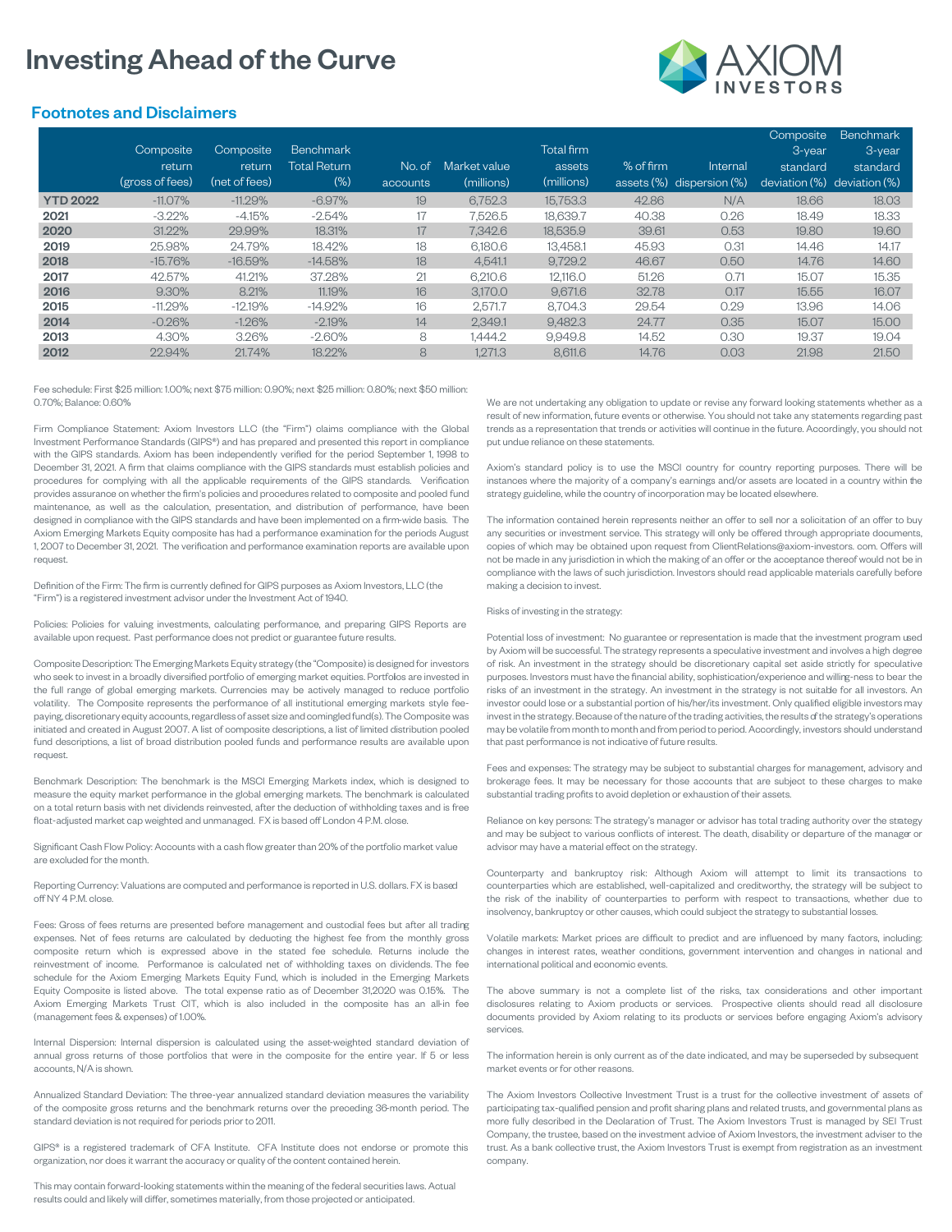# Investing Ahead of the Curve

AXIOM INVESTORS

## Footnotes and Disclaimers

| | Composite return (gross of fees) | Composite return (net of fees) | Benchmark Total Return (%) | No. of accounts | Market value (millions) | Total firm assets (millions) | % of firm assets (%) | Internal dispersion (%) | Composite 3-year standard deviation (%) | Benchmark 3-year standard deviation (%) |
|---|---|---|---|---|---|---|---|---|---|---|
| **YTD 2022** | -11.07% | -11.29% | -6.97% | 19 | 6,752.3 | 15,753.3 | 42.86 | N/A | 18.66 | 18.03 |
| **2021** | -3.22% | -4.15% | -2.54% | 17 | 7,526.5 | 18,639.7 | 40.38 | 0.26 | 18.49 | 18.33 |
| **2020** | 31.22% | 29.99% | 18.31% | 17 | 7,342.6 | 18,535.9 | 39.61 | 0.53 | 19.80 | 19.60 |
| **2019** | 25.98% | 24.79% | 18.42% | 18 | 6,180.6 | 13,458.1 | 45.93 | 0.31 | 14.46 | 14.17 |
| **2018** | -15.76% | -16.59% | -14.58% | 18 | 4,541.1 | 9,729.2 | 46.67 | 0.50 | 14.76 | 14.60 |
| **2017** | 42.57% | 41.21% | 37.28% | 21 | 6,210.6 | 12,116.0 | 51.26 | 0.71 | 15.07 | 15.35 |
| **2016** | 9.30% | 8.21% | 11.19% | 16 | 3,170.0 | 9,671.6 | 32.78 | 0.17 | 15.55 | 16.07 |
| **2015** | -11.29% | -12.19% | -14.92% | 16 | 2,571.7 | 8,704.3 | 29.54 | 0.29 | 13.96 | 14.06 |
| **2014** | -0.26% | -1.26% | -2.19% | 14 | 2,349.1 | 9,482.3 | 24.77 | 0.35 | 15.07 | 15.00 |
| **2013** | 4.30% | 3.26% | -2.60% | 8 | 1,444.2 | 9,949.8 | 14.52 | 0.30 | 19.37 | 19.04 |
| **2012** | 22.94% | 21.74% | 18.22% | 8 | 1,271.3 | 8,611.6 | 14.76 | 0.03 | 21.98 | 21.50 |

Fee schedule: First $25 million: 1.00%; next $75 million: 0.90%; next $25 million: 0.80%; next $50 million: 0.70%; Balance: 0.60%

Firm Compliance Statement: Axiom Investors LLC (the "Firm") claims compliance with the Global Investment Performance Standards (GIPS®) and has prepared and presented this report in compliance with the GIPS standards. Axiom has been independently verified for the period September 1, 1998 to December 31, 2021. A firm that claims compliance with the GIPS standards must establish policies and procedures for complying with all the applicable requirements of the GIPS standards. Verification provides assurance on whether the firm's policies and procedures related to composite and pooled fund maintenance, as well as the calculation, presentation, and distribution of performance, have been designed in compliance with the GIPS standards and have been implemented on a firm-wide basis. The Axiom Emerging Markets Equity composite has had a performance examination for the periods August 1, 2007 to December 31, 2021. The verification and performance examination reports are available upon request.

Definition of the Firm: The firm is currently defined for GIPS purposes as Axiom Investors, LLC (the "Firm") is a registered investment advisor under the Investment Act of 1940.

Policies: Policies for valuing investments, calculating performance, and preparing GIPS Reports are available upon request. Past performance does not predict or guarantee future results.

Composite Description: The Emerging Markets Equity strategy (the "Composite") is designed for investors who seek to invest in a broadly diversified portfolio of emerging market equities. Portfolios are invested in the full range of global emerging markets. Currencies may be actively managed to reduce portfolio volatility. The Composite represents the performance of all institutional emerging markets style fee-paying, discretionary equity accounts, regardless of asset size and comingled fund(s). The Composite was initiated and created in August 2007. A list of composite descriptions, a list of limited distribution pooled fund descriptions, a list of broad distribution pooled funds and performance results are available upon request.

Benchmark Description: The benchmark is the MSCI Emerging Markets index, which is designed to measure the equity market performance in the global emerging markets. The benchmark is calculated on a total return basis with net dividends reinvested, after the deduction of withholding taxes and is free float-adjusted market cap weighted and unmanaged. FX is based off London 4 P.M. close.

Significant Cash Flow Policy: Accounts with a cash flow greater than 20% of the portfolio market value are excluded for the month.

Reporting Currency: Valuations are computed and performance is reported in U.S. dollars. FX is based off NY 4 P.M. close.

Fees: Gross of fees returns are presented before management and custodial fees but after all trading expenses. Net of fees returns are calculated by deducting the highest fee from the monthly gross composite return which is expressed above in the stated fee schedule. Returns include the reinvestment of income. Performance is calculated net of withholding taxes on dividends. The fee schedule for the Axiom Emerging Markets Equity Fund, which is included in the Emerging Markets Equity Composite is listed above. The total expense ratio as of December 31,2020 was 0.15%. The Axiom Emerging Markets Trust CIT, which is also included in the composite has an all-in fee (management fees & expenses) of 1.00%.

Internal Dispersion: Internal dispersion is calculated using the asset-weighted standard deviation of annual gross returns of those portfolios that were in the composite for the entire year. If 5 or less accounts, N/A is shown.

Annualized Standard Deviation: The three-year annualized standard deviation measures the variability of the composite gross returns and the benchmark returns over the preceding 36-month period. The standard deviation is not required for periods prior to 2011.

GIPS® is a registered trademark of CFA Institute. CFA Institute does not endorse or promote this organization, nor does it warrant the accuracy or quality of the content contained herein.

This may contain forward-looking statements within the meaning of the federal securities laws. Actual results could and likely will differ, sometimes materially, from those projected or anticipated.

We are not undertaking any obligation to update or revise any forward looking statements whether as a result of new information, future events or otherwise. You should not take any statements regarding past trends as a representation that trends or activities will continue in the future. Accordingly, you should not put undue reliance on these statements.

Axiom's standard policy is to use the MSCI country for country reporting purposes. There will be instances where the majority of a company's earnings and/or assets are located in a country within the strategy guideline, while the country of incorporation may be located elsewhere.

The information contained herein represents neither an offer to sell nor a solicitation of an offer to buy any securities or investment service. This strategy will only be offered through appropriate documents, copies of which may be obtained upon request from ClientRelations@axiom-investors. com. Offers will not be made in any jurisdiction in which the making of an offer or the acceptance thereof would not be in compliance with the laws of such jurisdiction. Investors should read applicable materials carefully before making a decision to invest.

Risks of investing in the strategy:

Potential loss of investment: No guarantee or representation is made that the investment program used by Axiom will be successful. The strategy represents a speculative investment and involves a high degree of risk. An investment in the strategy should be discretionary capital set aside strictly for speculative purposes. Investors must have the financial ability, sophistication/experience and willing-ness to bear the risks of an investment in the strategy. An investment in the strategy is not suitable for all investors. An investor could lose or a substantial portion of his/her/its investment. Only qualified eligible investors may invest in the strategy. Because of the nature of the trading activities, the results of the strategy's operations may be volatile from month to month and from period to period. Accordingly, investors should understand that past performance is not indicative of future results.

Fees and expenses: The strategy may be subject to substantial charges for management, advisory and brokerage fees. It may be necessary for those accounts that are subject to these charges to make substantial trading profits to avoid depletion or exhaustion of their assets.

Reliance on key persons: The strategy's manager or advisor has total trading authority over the strategy and may be subject to various conflicts of interest. The death, disability or departure of the manager or advisor may have a material effect on the strategy.

Counterparty and bankruptcy risk: Although Axiom will attempt to limit its transactions to counterparties which are established, well-capitalized and creditworthy, the strategy will be subject to the risk of the inability of counterparties to perform with respect to transactions, whether due to insolvency, bankruptcy or other causes, which could subject the strategy to substantial losses.

Volatile markets: Market prices are difficult to predict and are influenced by many factors, including: changes in interest rates, weather conditions, government intervention and changes in national and international political and economic events.

The above summary is not a complete list of the risks, tax considerations and other important disclosures relating to Axiom products or services. Prospective clients should read all disclosure documents provided by Axiom relating to its products or services before engaging Axiom's advisory services.

The information herein is only current as of the date indicated, and may be superseded by subsequent market events or for other reasons.

The Axiom Investors Collective Investment Trust is a trust for the collective investment of assets of participating tax-qualified pension and profit sharing plans and related trusts, and governmental plans as more fully described in the Declaration of Trust. The Axiom Investors Trust is managed by SEI Trust Company, the trustee, based on the investment advice of Axiom Investors, the investment adviser to the trust. As a bank collective trust, the Axiom Investors Trust is exempt from registration as an investment company.